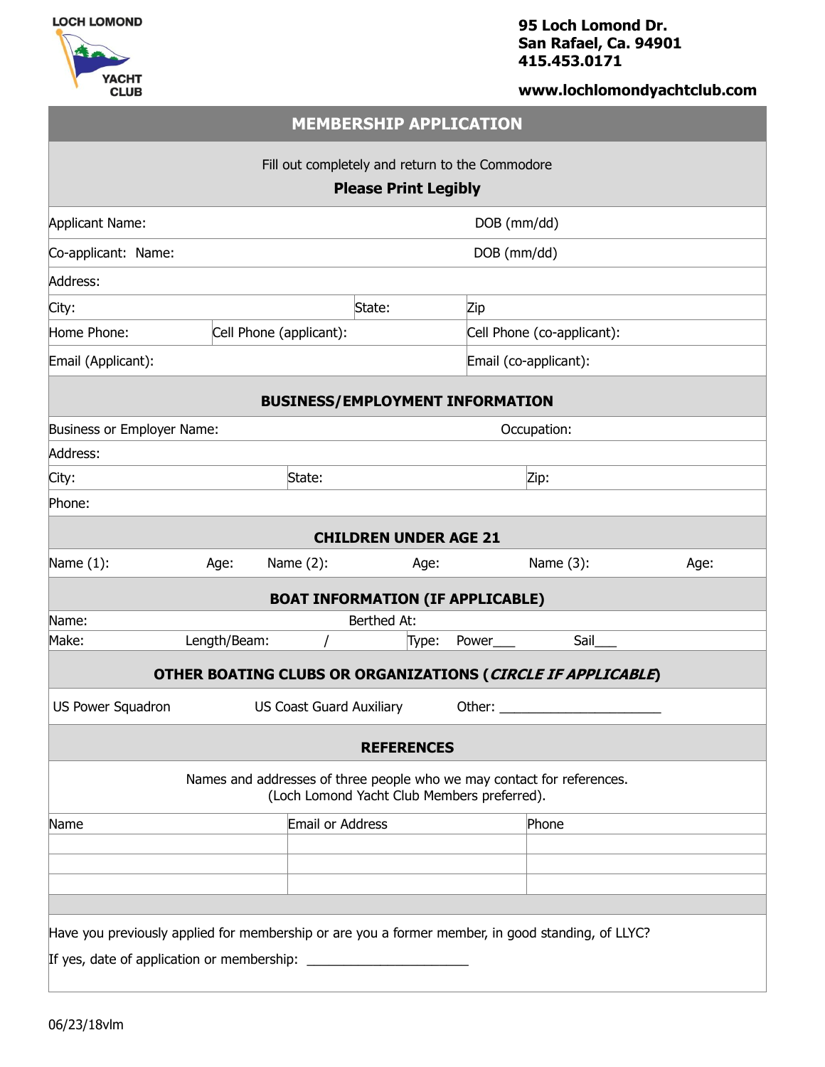LOCH LOMOND YACHT CLUB

**95 Loch Lomond Dr.**
**San Rafael, Ca. 94901**
**415.453.0171**

**www.lochlomondyachtclub.com**

# MEMBERSHIP APPLICATION

Fill out completely and return to the Commodore

**Please Print Legibly**

| Applicant Name: | DOB (mm/dd) |
|---|---|
| Co-applicant: Name: | DOB (mm/dd) |

Address:

| City: | State: | Zip |
|---|---|---|

| Home Phone: | Cell Phone (applicant): | Cell Phone (co-applicant): |
|---|---|---|

| Email (Applicant): | Email (co-applicant): |
|---|---|

## BUSINESS/EMPLOYMENT INFORMATION

| Business or Employer Name: | Occupation: |
|---|---|

Address:

| City: | State: | Zip: |
|---|---|---|

Phone:

## CHILDREN UNDER AGE 21

| Name (1): | Age: | Name (2): | Age: | Name (3): | Age: |
|---|---|---|---|---|---|

## BOAT INFORMATION (IF APPLICABLE)

| Name: | | Berthed At: | |
|---|---|---|---|
| Make: | Length/Beam: / | Type: Power___ | Sail___ |

## OTHER BOATING CLUBS OR ORGANIZATIONS (*CIRCLE IF APPLICABLE*)

US Power Squadron US Coast Guard Auxiliary Other: ______________________

## REFERENCES

Names and addresses of three people who we may contact for references.
(Loch Lomond Yacht Club Members preferred).

| Name | Email or Address | Phone |
|---|---|---|
| | | |
| | | |
| | | |

Have you previously applied for membership or are you a former member, in good standing, of LLYC?

If yes, date of application or membership: ______________________

06/23/18vlm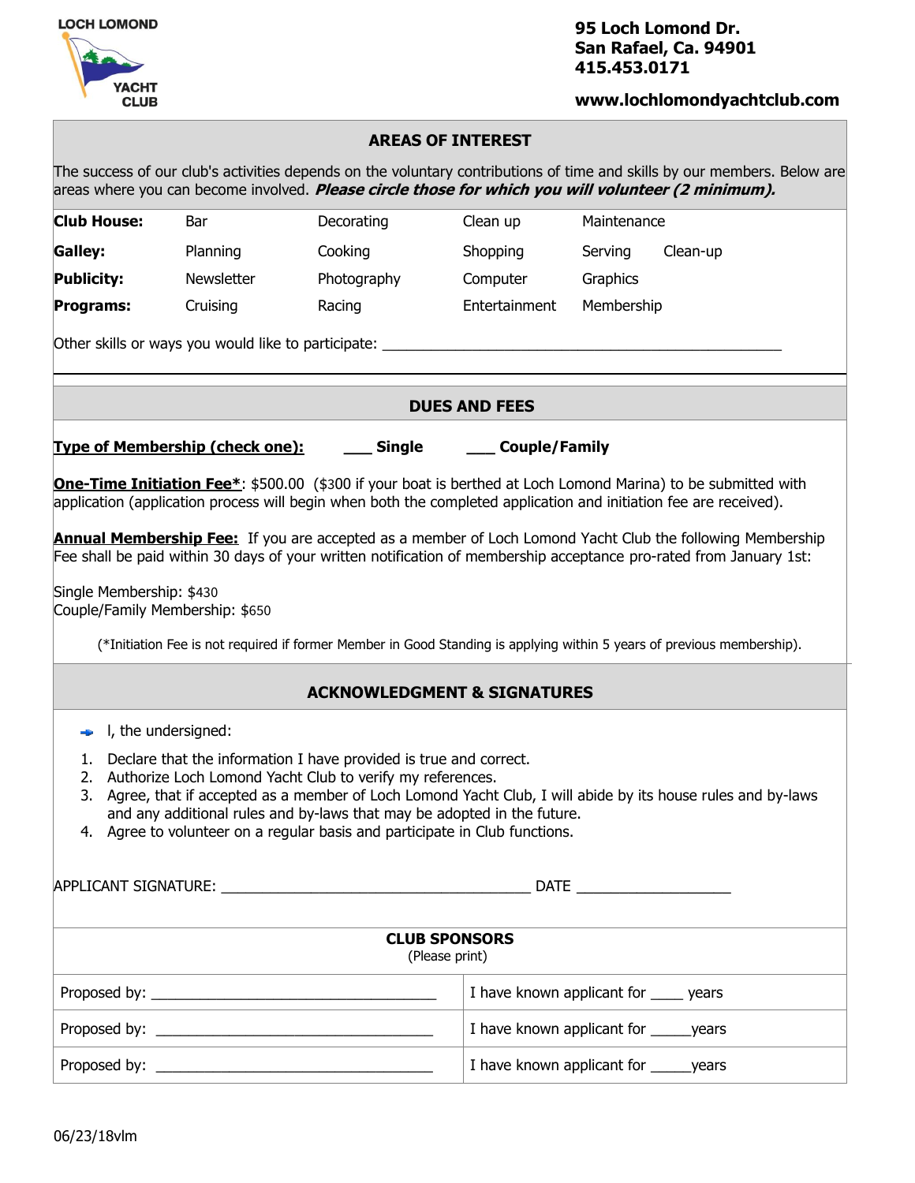LOCH LOMOND YACHT CLUB

**95 Loch Lomond Dr.**
**San Rafael, Ca. 94901**
**415.453.0171**

**www.lochlomondyachtclub.com**

## AREAS OF INTEREST

The success of our club's activities depends on the voluntary contributions of time and skills by our members. Below are areas where you can become involved. ***Please circle those for which you will volunteer (2 minimum).***

| | | | | | |
|---|---|---|---|---|---|
| **Club House:** | Bar | Decorating | Clean up | Maintenance | |
| **Galley:** | Planning | Cooking | Shopping | Serving | Clean-up |
| **Publicity:** | Newsletter | Photography | Computer | Graphics | |
| **Programs:** | Cruising | Racing | Entertainment | Membership | |

Other skills or ways you would like to participate: ___________________________________________________

## DUES AND FEES

**Type of Membership (check one):** ___ **Single** ___ **Couple/Family**

**One-Time Initiation Fee***: $500.00 ($300 if your boat is berthed at Loch Lomond Marina) to be submitted with application (application process will begin when both the completed application and initiation fee are received).

**Annual Membership Fee:** If you are accepted as a member of Loch Lomond Yacht Club the following Membership Fee shall be paid within 30 days of your written notification of membership acceptance pro-rated from January 1st:

Single Membership: $430
Couple/Family Membership: $650

(*Initiation Fee is not required if former Member in Good Standing is applying within 5 years of previous membership).

## ACKNOWLEDGMENT & SIGNATURES

- I, the undersigned:

1. Declare that the information I have provided is true and correct.
2. Authorize Loch Lomond Yacht Club to verify my references.
3. Agree, that if accepted as a member of Loch Lomond Yacht Club, I will abide by its house rules and by-laws and any additional rules and by-laws that may be adopted in the future.
4. Agree to volunteer on a regular basis and participate in Club functions.

APPLICANT SIGNATURE: ________________________________________ DATE ___________________

## CLUB SPONSORS

(Please print)

| | |
|---|---|
| Proposed by: ____________________________________ | I have known applicant for ____ years |
| Proposed by: ____________________________________ | I have known applicant for _____years |
| Proposed by: ____________________________________ | I have known applicant for _____years |

06/23/18vlm